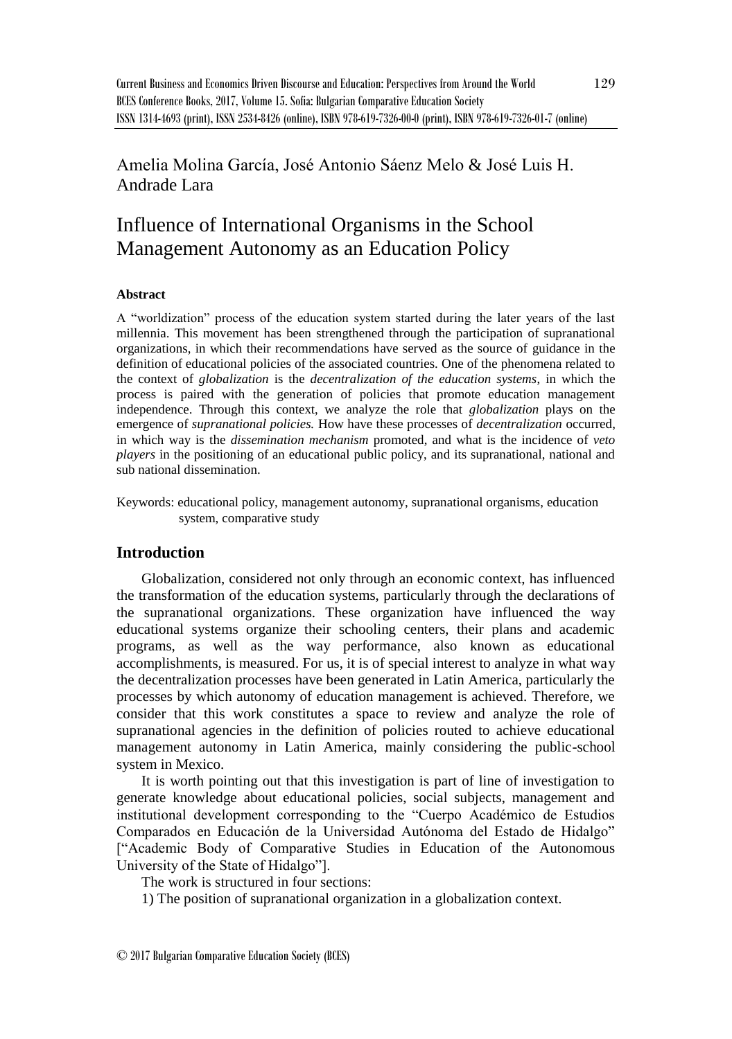Amelia Molina García, José Antonio Sáenz Melo & José Luis H. Andrade Lara

# Influence of International Organisms in the School Management Autonomy as an Education Policy

### Abstract

A "worldization" process of the education system started during the later years of the last millennia. This movement has been strengthened through the participation of supranational organizations, in which their recommendations have served as the source of guidance in the definition of educational policies of the associated countries. One of the phenomena related to the context of *globalization* is the *decentralization of the education systems*, in which the process is paired with the generation of policies that promote education management independence. Through this context, we analyze the role that *globalization* plays on the emergence of *supranational policies.* How have these processes of *decentralization* occurred, in which way is the *dissemination mechanism* promoted, and what is the incidence of *veto players* in the positioning of an educational public policy, and its supranational, national and sub national dissemination.

Keywords: educational policy, management autonomy, supranational organisms, education system, comparative study

## Introduction

Globalization, considered not only through an economic context, has influenced the transformation of the education systems, particularly through the declarations of the supranational organizations. These organization have influenced the way educational systems organize their schooling centers, their plans and academic programs, as well as the way performance, also known as educational accomplishments, is measured. For us, it is of special interest to analyze in what way the decentralization processes have been generated in Latin America, particularly the processes by which autonomy of education management is achieved. Therefore, we consider that this work constitutes a space to review and analyze the role of supranational agencies in the definition of policies routed to achieve educational management autonomy in Latin America, mainly considering the public-school system in Mexico.

It is worth pointing out that this investigation is part of line of investigation to generate knowledge about educational policies, social subjects, management and institutional development corresponding to the "Cuerpo Académico de Estudios Comparados en Educación de la Universidad Autónoma del Estado de Hidalgo" ["Academic Body of Comparative Studies in Education of the Autonomous University of the State of Hidalgo"].

The work is structured in four sections:

1) The position of supranational organization in a globalization context.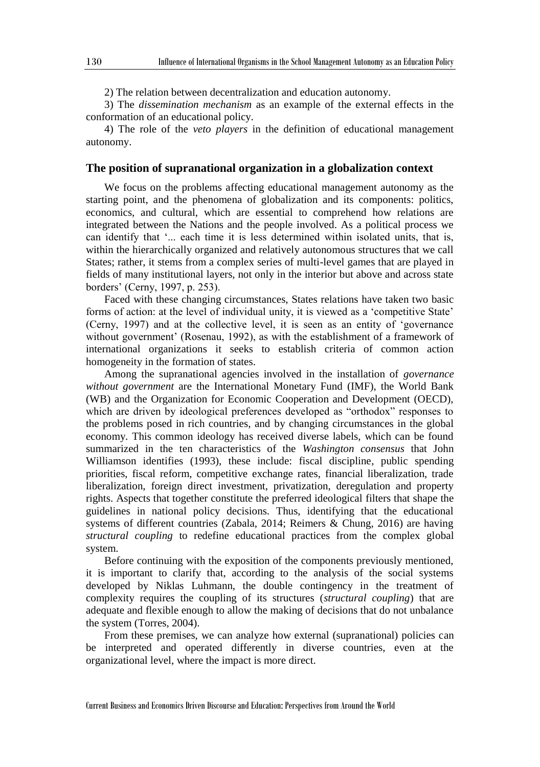2) The relation between decentralization and education autonomy.

3) The *dissemination mechanism* as an example of the external effects in the conformation of an educational policy.

4) The role of the *veto players* in the definition of educational management autonomy.

## The position of supranational organization in a globalization context

We focus on the problems affecting educational management autonomy as the starting point, and the phenomena of globalization and its components: politics, economics, and cultural, which are essential to comprehend how relations are integrated between the Nations and the people involved. As a political process we can identify that '... each time it is less determined within isolated units, that is, within the hierarchically organized and relatively autonomous structures that we call States; rather, it stems from a complex series of multi-level games that are played in fields of many institutional layers, not only in the interior but above and across state borders' (Cerny, 1997, p. 253).

Faced with these changing circumstances, States relations have taken two basic forms of action: at the level of individual unity, it is viewed as a 'competitive State' (Cerny, 1997) and at the collective level, it is seen as an entity of 'governance without government' (Rosenau, 1992), as with the establishment of a framework of international organizations it seeks to establish criteria of common action homogeneity in the formation of states.

Among the supranational agencies involved in the installation of *governance without government* are the International Monetary Fund (IMF), the World Bank (WB) and the Organization for Economic Cooperation and Development (OECD), which are driven by ideological preferences developed as "orthodox" responses to the problems posed in rich countries, and by changing circumstances in the global economy. This common ideology has received diverse labels, which can be found summarized in the ten characteristics of the *Washington consensus* that John Williamson identifies (1993), these include: fiscal discipline, public spending priorities, fiscal reform, competitive exchange rates, financial liberalization, trade liberalization, foreign direct investment, privatization, deregulation and property rights. Aspects that together constitute the preferred ideological filters that shape the guidelines in national policy decisions. Thus, identifying that the educational systems of different countries (Zabala, 2014; Reimers & Chung, 2016) are having *structural coupling* to redefine educational practices from the complex global system.

Before continuing with the exposition of the components previously mentioned, it is important to clarify that, according to the analysis of the social systems developed by Niklas Luhmann, the double contingency in the treatment of complexity requires the coupling of its structures (*structural coupling*) that are adequate and flexible enough to allow the making of decisions that do not unbalance the system (Torres, 2004).

From these premises, we can analyze how external (supranational) policies can be interpreted and operated differently in diverse countries, even at the organizational level, where the impact is more direct.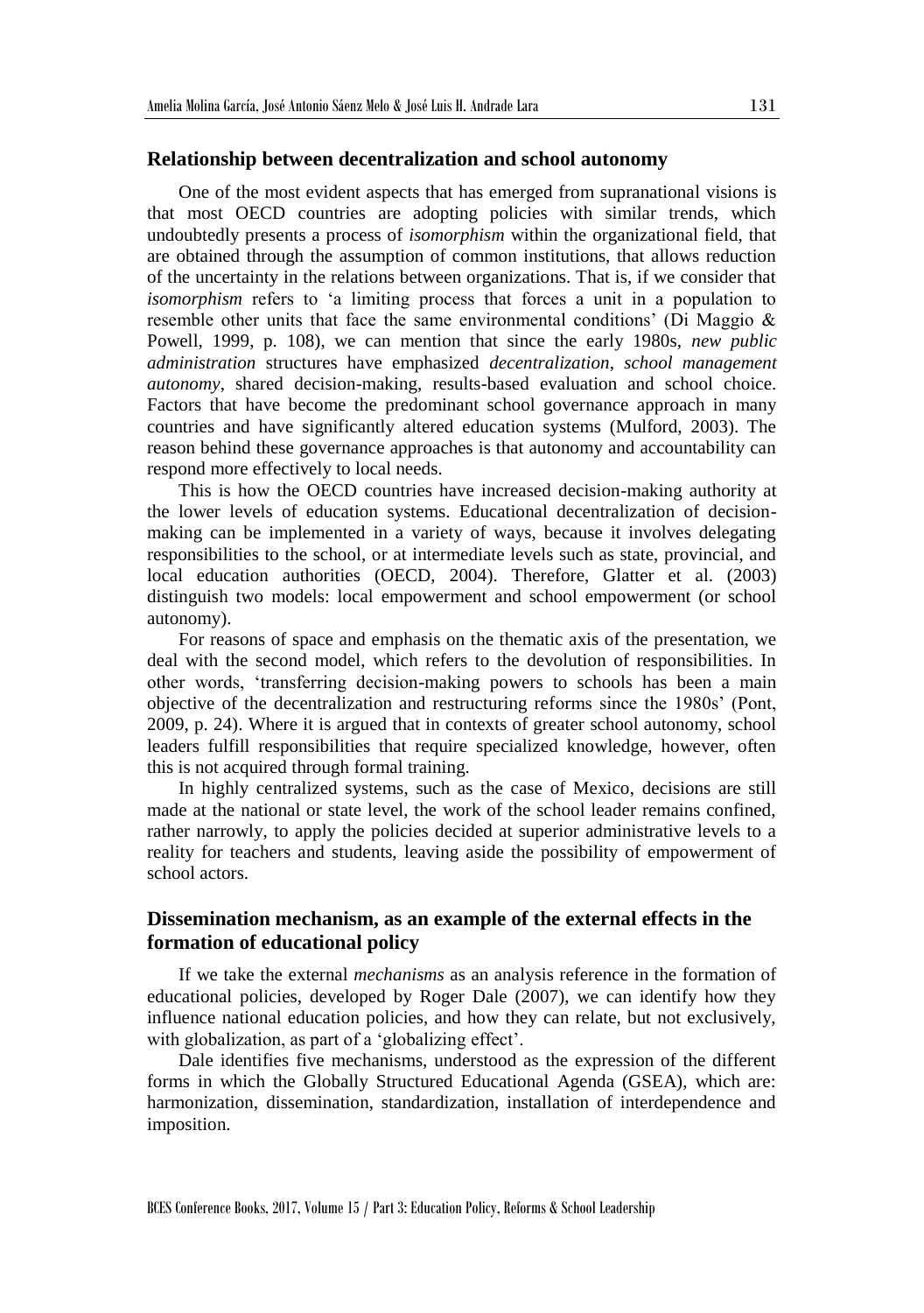## Relationship between decentralization and school autonomy

One of the most evident aspects that has emerged from supranational visions is that most OECD countries are adopting policies with similar trends, which undoubtedly presents a process of *isomorphism* within the organizational field, that are obtained through the assumption of common institutions, that allows reduction of the uncertainty in the relations between organizations. That is, if we consider that *isomorphism* refers to 'a limiting process that forces a unit in a population to resemble other units that face the same environmental conditions' (Di Maggio & Powell, 1999, p. 108), we can mention that since the early 1980s, *new public administration* structures have emphasized *decentralization*, *school management autonomy*, shared decision-making, results-based evaluation and school choice. Factors that have become the predominant school governance approach in many countries and have significantly altered education systems (Mulford, 2003). The reason behind these governance approaches is that autonomy and accountability can respond more effectively to local needs.

This is how the OECD countries have increased decision-making authority at the lower levels of education systems. Educational decentralization of decision-making can be implemented in a variety of ways, because it involves delegating responsibilities to the school, or at intermediate levels such as state, provincial, and local education authorities (OECD, 2004). Therefore, Glatter et al. (2003) distinguish two models: local empowerment and school empowerment (or school autonomy).

For reasons of space and emphasis on the thematic axis of the presentation, we deal with the second model, which refers to the devolution of responsibilities. In other words, 'transferring decision-making powers to schools has been a main objective of the decentralization and restructuring reforms since the 1980s' (Pont, 2009, p. 24). Where it is argued that in contexts of greater school autonomy, school leaders fulfill responsibilities that require specialized knowledge, however, often this is not acquired through formal training.

In highly centralized systems, such as the case of Mexico, decisions are still made at the national or state level, the work of the school leader remains confined, rather narrowly, to apply the policies decided at superior administrative levels to a reality for teachers and students, leaving aside the possibility of empowerment of school actors.

## Dissemination mechanism, as an example of the external effects in the formation of educational policy

If we take the external *mechanisms* as an analysis reference in the formation of educational policies, developed by Roger Dale (2007), we can identify how they influence national education policies, and how they can relate, but not exclusively, with globalization, as part of a 'globalizing effect'.

Dale identifies five mechanisms, understood as the expression of the different forms in which the Globally Structured Educational Agenda (GSEA), which are: harmonization, dissemination, standardization, installation of interdependence and imposition.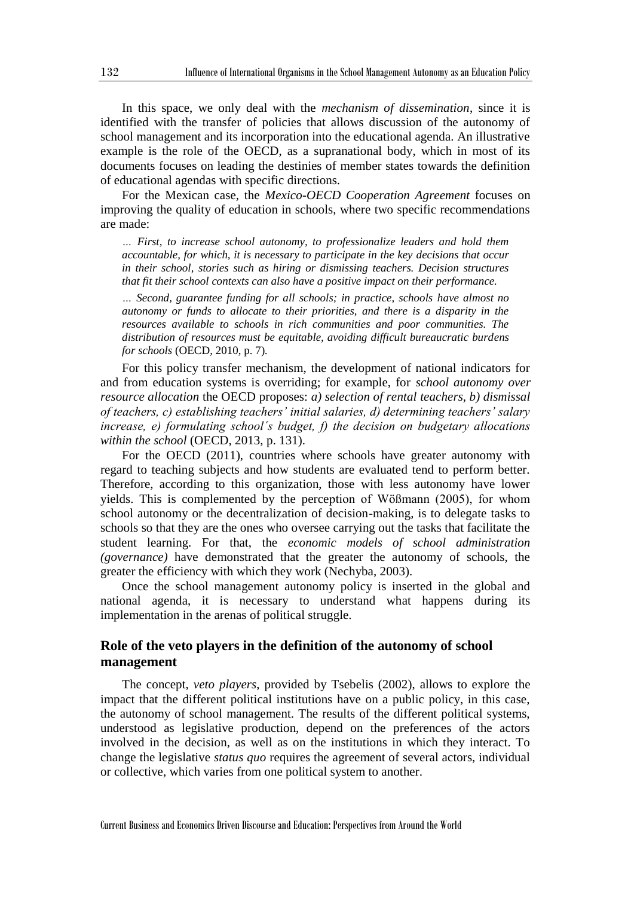In this space, we only deal with the *mechanism of dissemination*, since it is identified with the transfer of policies that allows discussion of the autonomy of school management and its incorporation into the educational agenda. An illustrative example is the role of the OECD, as a supranational body, which in most of its documents focuses on leading the destinies of member states towards the definition of educational agendas with specific directions.

For the Mexican case, the *Mexico-OECD Cooperation Agreement* focuses on improving the quality of education in schools, where two specific recommendations are made:

> *… First, to increase school autonomy, to professionalize leaders and hold them accountable, for which, it is necessary to participate in the key decisions that occur in their school, stories such as hiring or dismissing teachers. Decision structures that fit their school contexts can also have a positive impact on their performance.*
>
> *… Second, guarantee funding for all schools; in practice, schools have almost no autonomy or funds to allocate to their priorities, and there is a disparity in the resources available to schools in rich communities and poor communities. The distribution of resources must be equitable, avoiding difficult bureaucratic burdens for schools* (OECD, 2010, p. 7).

For this policy transfer mechanism, the development of national indicators for and from education systems is overriding; for example, for *school autonomy over resource allocation* the OECD proposes: *a) selection of rental teachers, b) dismissal of teachers, c) establishing teachers' initial salaries, d) determining teachers' salary increase, e) formulating school´s budget, f) the decision on budgetary allocations within the school* (OECD, 2013, p. 131).

For the OECD (2011), countries where schools have greater autonomy with regard to teaching subjects and how students are evaluated tend to perform better. Therefore, according to this organization, those with less autonomy have lower yields. This is complemented by the perception of Wößmann (2005), for whom school autonomy or the decentralization of decision-making, is to delegate tasks to schools so that they are the ones who oversee carrying out the tasks that facilitate the student learning. For that, the *economic models of school administration (governance)* have demonstrated that the greater the autonomy of schools, the greater the efficiency with which they work (Nechyba, 2003).

Once the school management autonomy policy is inserted in the global and national agenda, it is necessary to understand what happens during its implementation in the arenas of political struggle.

## Role of the veto players in the definition of the autonomy of school management

The concept, *veto players*, provided by Tsebelis (2002), allows to explore the impact that the different political institutions have on a public policy, in this case, the autonomy of school management. The results of the different political systems, understood as legislative production, depend on the preferences of the actors involved in the decision, as well as on the institutions in which they interact. To change the legislative *status quo* requires the agreement of several actors, individual or collective, which varies from one political system to another.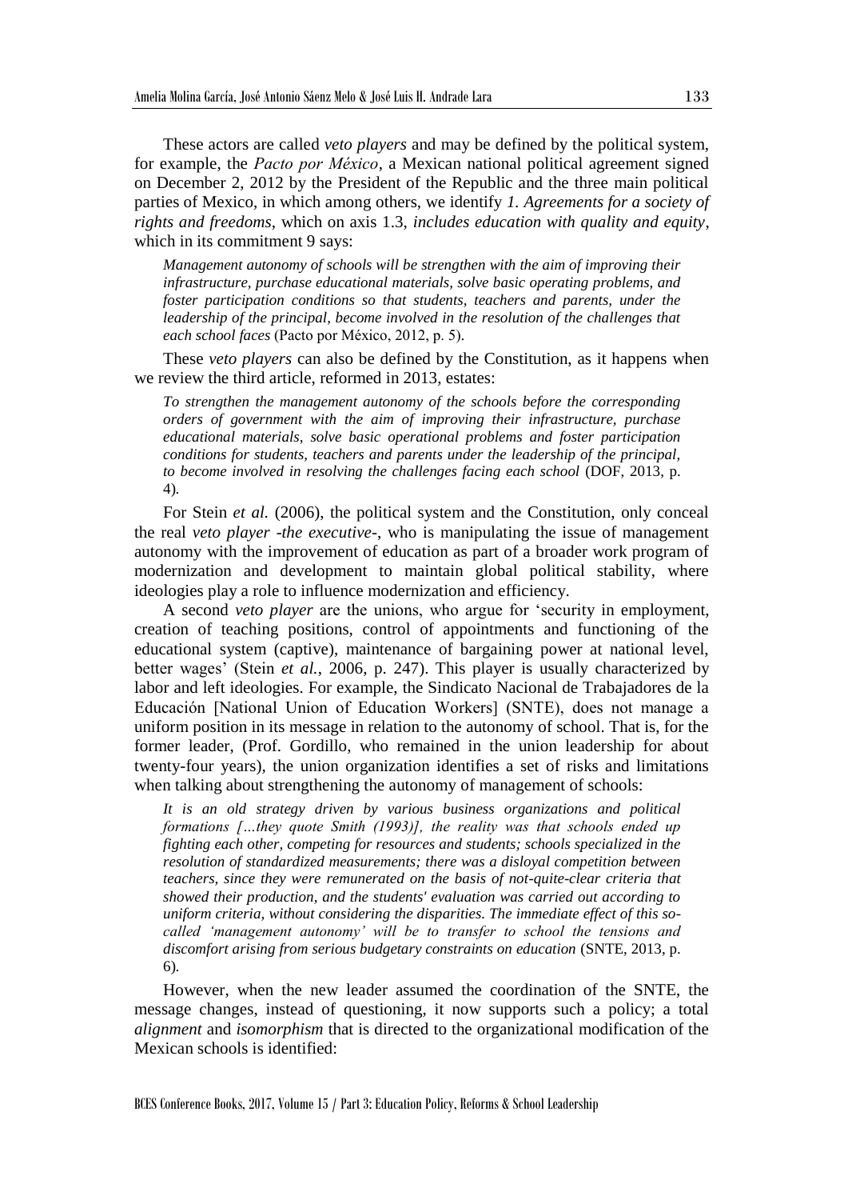These actors are called *veto players* and may be defined by the political system, for example, the *Pacto por México*, a Mexican national political agreement signed on December 2, 2012 by the President of the Republic and the three main political parties of Mexico, in which among others, we identify *1. Agreements for a society of rights and freedoms*, which on axis 1.3, *includes education with quality and equity*, which in its commitment 9 says:

> *Management autonomy of schools will be strengthen with the aim of improving their infrastructure, purchase educational materials, solve basic operating problems, and foster participation conditions so that students, teachers and parents, under the leadership of the principal, become involved in the resolution of the challenges that each school faces* (Pacto por México, 2012, p. 5).

These *veto players* can also be defined by the Constitution, as it happens when we review the third article, reformed in 2013, estates:

> *To strengthen the management autonomy of the schools before the corresponding orders of government with the aim of improving their infrastructure, purchase educational materials, solve basic operational problems and foster participation conditions for students, teachers and parents under the leadership of the principal, to become involved in resolving the challenges facing each school* (DOF, 2013, p. 4).

For Stein *et al.* (2006), the political system and the Constitution, only conceal the real *veto player -the executive-*, who is manipulating the issue of management autonomy with the improvement of education as part of a broader work program of modernization and development to maintain global political stability, where ideologies play a role to influence modernization and efficiency.

A second *veto player* are the unions, who argue for 'security in employment, creation of teaching positions, control of appointments and functioning of the educational system (captive), maintenance of bargaining power at national level, better wages' (Stein *et al.*, 2006, p. 247). This player is usually characterized by labor and left ideologies. For example, the Sindicato Nacional de Trabajadores de la Educación [National Union of Education Workers] (SNTE), does not manage a uniform position in its message in relation to the autonomy of school. That is, for the former leader, (Prof. Gordillo, who remained in the union leadership for about twenty-four years), the union organization identifies a set of risks and limitations when talking about strengthening the autonomy of management of schools:

> *It is an old strategy driven by various business organizations and political formations […they quote Smith (1993)], the reality was that schools ended up fighting each other, competing for resources and students; schools specialized in the resolution of standardized measurements; there was a disloyal competition between teachers, since they were remunerated on the basis of not-quite-clear criteria that showed their production, and the students' evaluation was carried out according to uniform criteria, without considering the disparities. The immediate effect of this so-called 'management autonomy' will be to transfer to school the tensions and discomfort arising from serious budgetary constraints on education* (SNTE, 2013, p. 6).

However, when the new leader assumed the coordination of the SNTE, the message changes, instead of questioning, it now supports such a policy; a total *alignment* and *isomorphism* that is directed to the organizational modification of the Mexican schools is identified: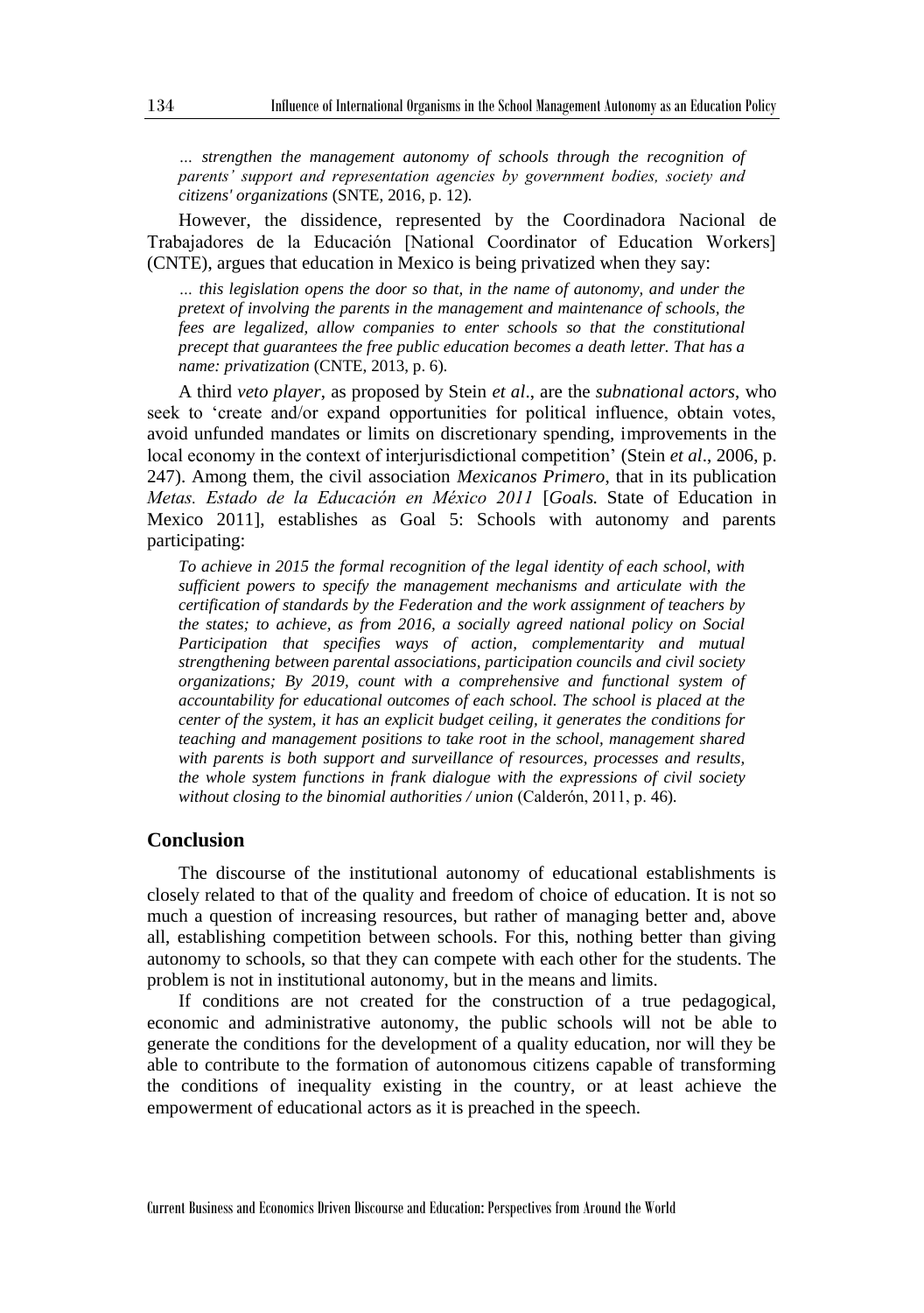*... strengthen the management autonomy of schools through the recognition of parents' support and representation agencies by government bodies, society and citizens' organizations* (SNTE, 2016, p. 12).

However, the dissidence, represented by the Coordinadora Nacional de Trabajadores de la Educación [National Coordinator of Education Workers] (CNTE), argues that education in Mexico is being privatized when they say:

*... this legislation opens the door so that, in the name of autonomy, and under the pretext of involving the parents in the management and maintenance of schools, the fees are legalized, allow companies to enter schools so that the constitutional precept that guarantees the free public education becomes a death letter. That has a name: privatization* (CNTE, 2013, p. 6).

A third *veto player*, as proposed by Stein *et al*., are the *subnational actors*, who seek to 'create and/or expand opportunities for political influence, obtain votes, avoid unfunded mandates or limits on discretionary spending, improvements in the local economy in the context of interjurisdictional competition' (Stein *et al*., 2006, p. 247). Among them, the civil association *Mexicanos Primero*, that in its publication *Metas. Estado de la Educación en México 2011* [*Goals.* State of Education in Mexico 2011], establishes as Goal 5: Schools with autonomy and parents participating:

*To achieve in 2015 the formal recognition of the legal identity of each school, with sufficient powers to specify the management mechanisms and articulate with the certification of standards by the Federation and the work assignment of teachers by the states; to achieve, as from 2016, a socially agreed national policy on Social Participation that specifies ways of action, complementarity and mutual strengthening between parental associations, participation councils and civil society organizations; By 2019, count with a comprehensive and functional system of accountability for educational outcomes of each school. The school is placed at the center of the system, it has an explicit budget ceiling, it generates the conditions for teaching and management positions to take root in the school, management shared with parents is both support and surveillance of resources, processes and results, the whole system functions in frank dialogue with the expressions of civil society without closing to the binomial authorities / union* (Calderón, 2011, p. 46).

## Conclusion

The discourse of the institutional autonomy of educational establishments is closely related to that of the quality and freedom of choice of education. It is not so much a question of increasing resources, but rather of managing better and, above all, establishing competition between schools. For this, nothing better than giving autonomy to schools, so that they can compete with each other for the students. The problem is not in institutional autonomy, but in the means and limits.

If conditions are not created for the construction of a true pedagogical, economic and administrative autonomy, the public schools will not be able to generate the conditions for the development of a quality education, nor will they be able to contribute to the formation of autonomous citizens capable of transforming the conditions of inequality existing in the country, or at least achieve the empowerment of educational actors as it is preached in the speech.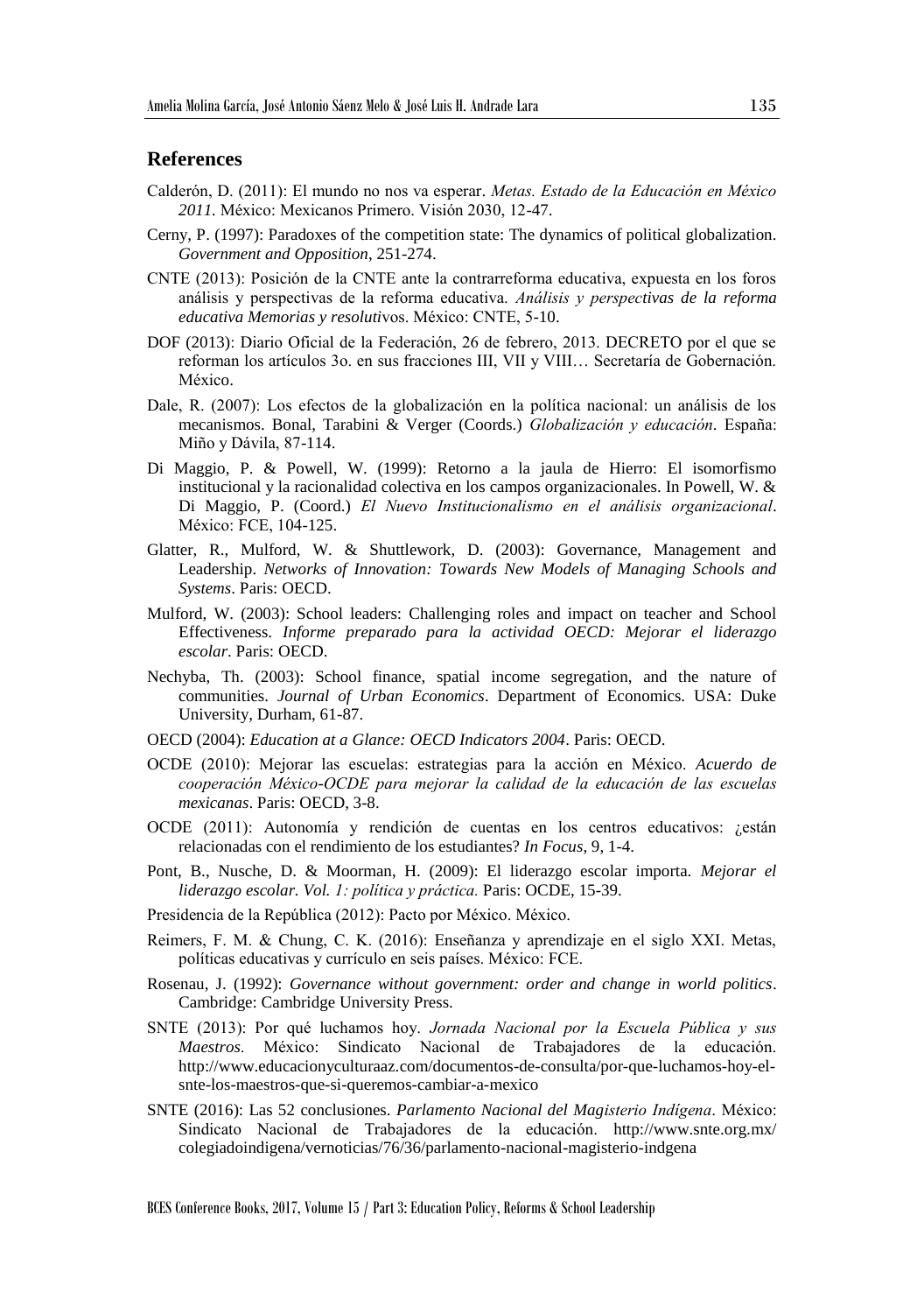## References

Calderón, D. (2011): El mundo no nos va esperar. *Metas. Estado de la Educación en México 2011.* México: Mexicanos Primero. Visión 2030, 12-47.

Cerny, P. (1997): Paradoxes of the competition state: The dynamics of political globalization. *Government and Opposition*, 251-274.

CNTE (2013): Posición de la CNTE ante la contrarreforma educativa, expuesta en los foros análisis y perspectivas de la reforma educativa. *Análisis y perspectivas de la reforma educativa Memorias y resolutivos*. México: CNTE, 5-10.

DOF (2013): Diario Oficial de la Federación, 26 de febrero, 2013. DECRETO por el que se reforman los artículos 3o. en sus fracciones III, VII y VIII… Secretaría de Gobernación. México.

Dale, R. (2007): Los efectos de la globalización en la política nacional: un análisis de los mecanismos. Bonal, Tarabini & Verger (Coords.) *Globalización y educación*. España: Miño y Dávila, 87-114.

Di Maggio, P. & Powell, W. (1999): Retorno a la jaula de Hierro: El isomorfismo institucional y la racionalidad colectiva en los campos organizacionales. In Powell, W. & Di Maggio, P. (Coord.) *El Nuevo Institucionalismo en el análisis organizacional*. México: FCE, 104-125.

Glatter, R., Mulford, W. & Shuttlework, D. (2003): Governance, Management and Leadership. *Networks of Innovation: Towards New Models of Managing Schools and Systems*. Paris: OECD.

Mulford, W. (2003): School leaders: Challenging roles and impact on teacher and School Effectiveness. *Informe preparado para la actividad OECD: Mejorar el liderazgo escolar*. Paris: OECD.

Nechyba, Th. (2003): School finance, spatial income segregation, and the nature of communities. *Journal of Urban Economics*. Department of Economics. USA: Duke University, Durham, 61-87.

OECD (2004): *Education at a Glance: OECD Indicators 2004*. Paris: OECD.

OCDE (2010): Mejorar las escuelas: estrategias para la acción en México. *Acuerdo de cooperación México-OCDE para mejorar la calidad de la educación de las escuelas mexicanas*. Paris: OECD, 3-8.

OCDE (2011): Autonomía y rendición de cuentas en los centros educativos: ¿están relacionadas con el rendimiento de los estudiantes? *In Focus*, 9, 1-4.

Pont, B., Nusche, D. & Moorman, H. (2009): El liderazgo escolar importa. *Mejorar el liderazgo escolar. Vol. 1: política y práctica.* Paris: OCDE, 15-39.

Presidencia de la República (2012): Pacto por México. México.

Reimers, F. M. & Chung, C. K. (2016): Enseñanza y aprendizaje en el siglo XXI. Metas, políticas educativas y currículo en seis países. México: FCE.

Rosenau, J. (1992): *Governance without government: order and change in world politics*. Cambridge: Cambridge University Press.

SNTE (2013): Por qué luchamos hoy. *Jornada Nacional por la Escuela Pública y sus Maestros*. México: Sindicato Nacional de Trabajadores de la educación. http://www.educacionyculturaaz.com/documentos-de-consulta/por-que-luchamos-hoy-el-snte-los-maestros-que-si-queremos-cambiar-a-mexico

SNTE (2016): Las 52 conclusiones. *Parlamento Nacional del Magisterio Indígena*. México: Sindicato Nacional de Trabajadores de la educación. http://www.snte.org.mx/colegiadoindigena/vernoticias/76/36/parlamento-nacional-magisterio-indgena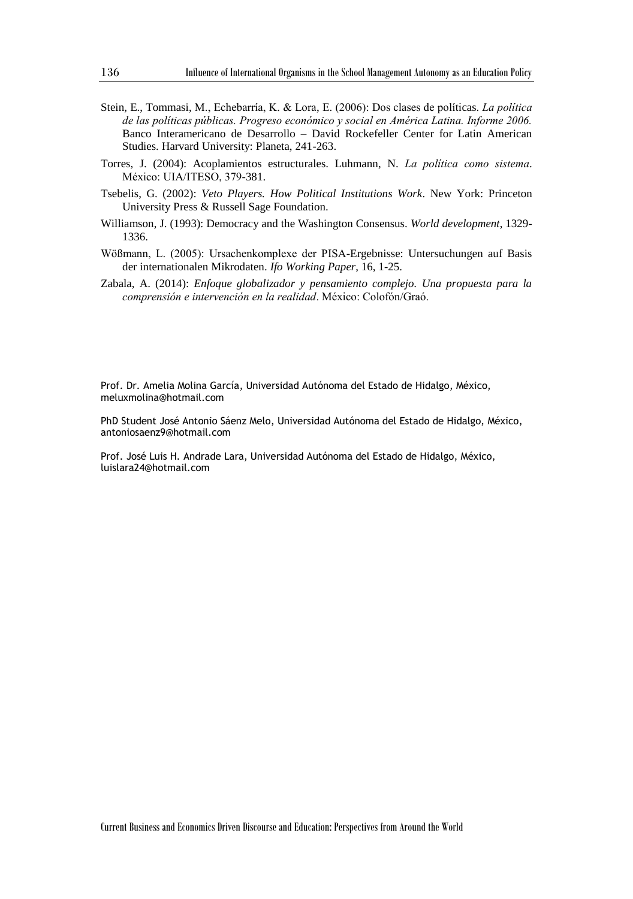Stein, E., Tommasi, M., Echebarría, K. & Lora, E. (2006): Dos clases de políticas. *La política de las políticas públicas. Progreso económico y social en América Latina. Informe 2006.* Banco Interamericano de Desarrollo – David Rockefeller Center for Latin American Studies. Harvard University: Planeta, 241-263.

Torres, J. (2004): Acoplamientos estructurales. Luhmann, N. *La política como sistema*. México: UIA/ITESO, 379-381.

Tsebelis, G. (2002): *Veto Players. How Political Institutions Work*. New York: Princeton University Press & Russell Sage Foundation.

Williamson, J. (1993): Democracy and the Washington Consensus. *World development*, 1329-1336.

Wößmann, L. (2005): Ursachenkomplexe der PISA-Ergebnisse: Untersuchungen auf Basis der internationalen Mikrodaten. *Ifo Working Paper*, 16, 1-25.

Zabala, A. (2014): *Enfoque globalizador y pensamiento complejo. Una propuesta para la comprensión e intervención en la realidad*. México: Colofón/Graó.

Prof. Dr. Amelia Molina García, Universidad Autónoma del Estado de Hidalgo, México, meluxmolina@hotmail.com

PhD Student José Antonio Sáenz Melo, Universidad Autónoma del Estado de Hidalgo, México, antoniosaenz9@hotmail.com

Prof. José Luis H. Andrade Lara, Universidad Autónoma del Estado de Hidalgo, México, luislara24@hotmail.com